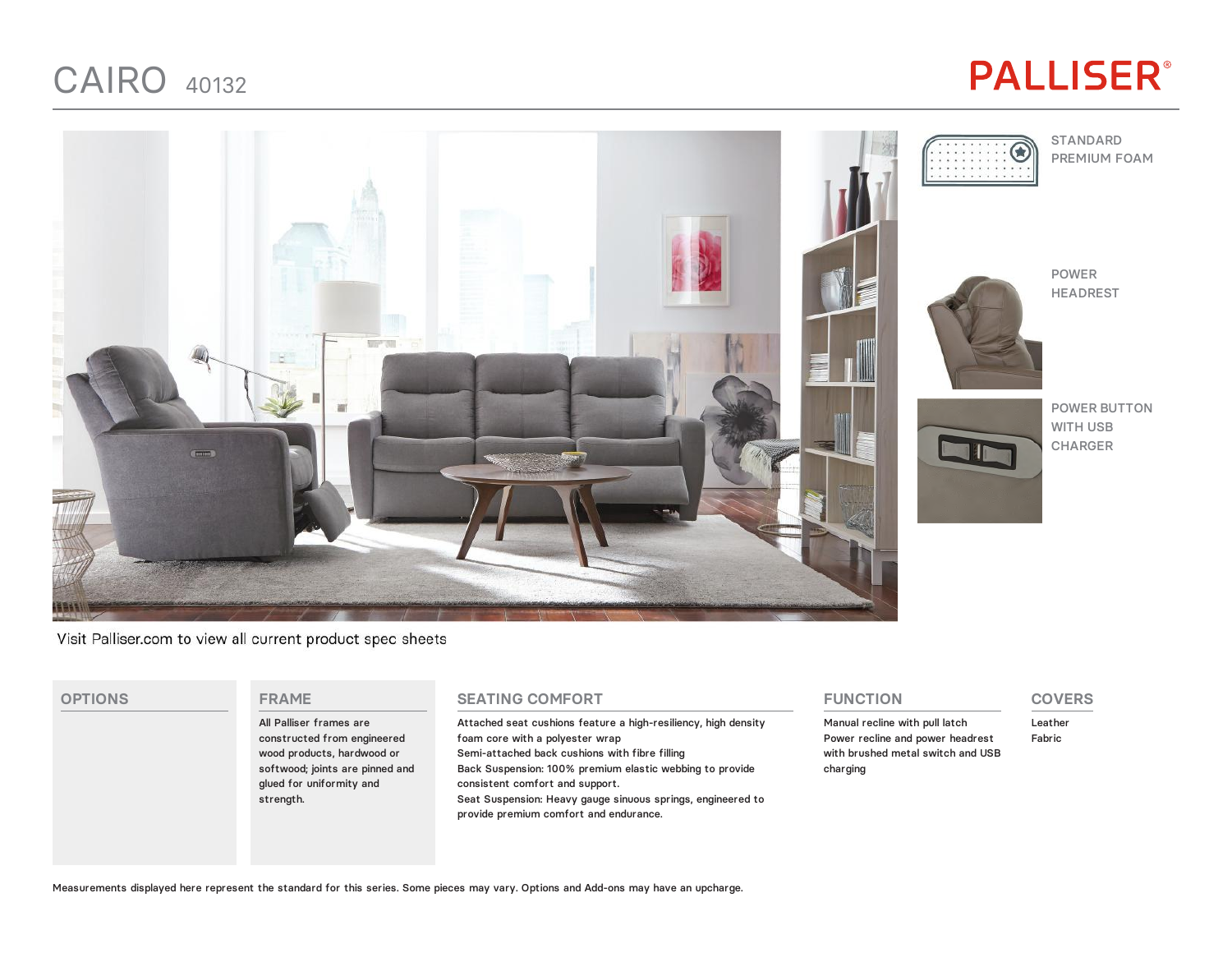# CAIRO 40132

PALLISER®

STANDARD PREMIUM FOAM

POWER HEADREST

POWER BUTTON WITH USB CHARGER

Visit Palliser.com to view all current product spec sheets

## OPTIONS

## FRAME

All Palliser frames are constructed from engineered wood products, hardwood or softwood; joints are pinned and glued for uniformity and strength.

## SEATING COMFORT

Attached seat cushions feature a high-resiliency, high density foam core with a polyester wrap
Semi-attached back cushions with fibre filling
Back Suspension: 100% premium elastic webbing to provide consistent comfort and support.
Seat Suspension: Heavy gauge sinuous springs, engineered to provide premium comfort and endurance.

## FUNCTION

Manual recline with pull latch
Power recline and power headrest with brushed metal switch and USB charging

## COVERS

Leather
Fabric

Measurements displayed here represent the standard for this series. Some pieces may vary. Options and Add-ons may have an upcharge.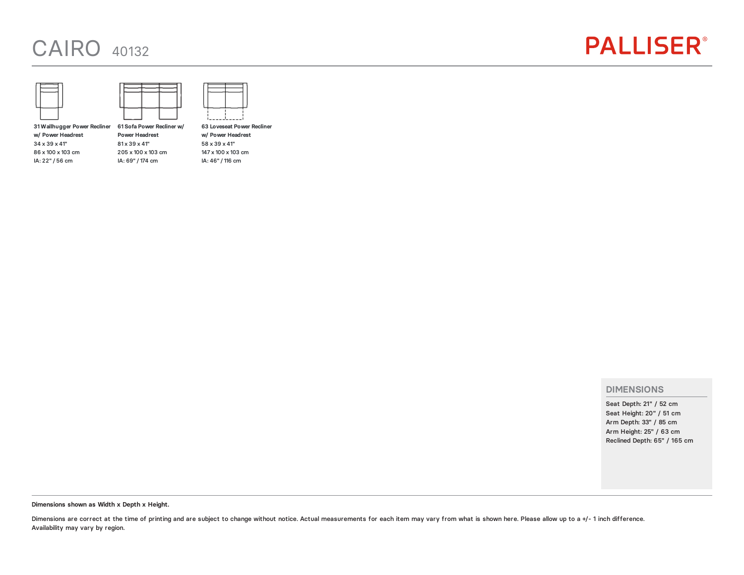# CAIRO 40132

PALLISER®

**31 Wallhugger Power Recliner w/ Power Headrest**
34 x 39 x 41"
86 x 100 x 103 cm
IA: 22" / 56 cm

**61 Sofa Power Recliner w/ Power Headrest**
81 x 39 x 41"
205 x 100 x 103 cm
IA: 69" / 174 cm

**63 Loveseat Power Recliner w/ Power Headrest**
58 x 39 x 41"
147 x 100 x 103 cm
IA: 46" / 116 cm

## DIMENSIONS

Seat Depth: 21" / 52 cm
Seat Height: 20" / 51 cm
Arm Depth: 33" / 85 cm
Arm Height: 25" / 63 cm
Reclined Depth: 65" / 165 cm

**Dimensions shown as Width x Depth x Height.**

Dimensions are correct at the time of printing and are subject to change without notice. Actual measurements for each item may vary from what is shown here. Please allow up to a +/- 1 inch difference. Availability may vary by region.